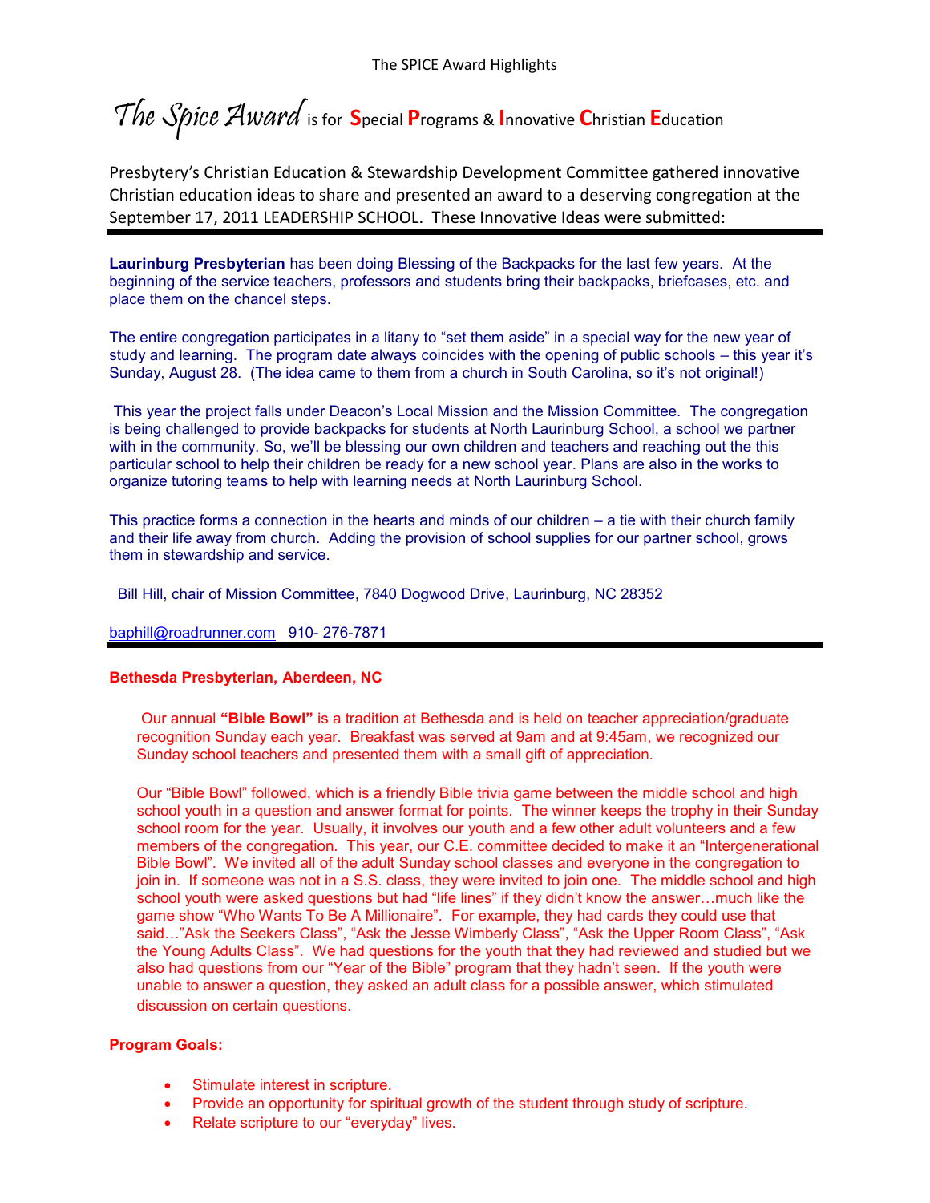The SPICE Award Highlights

# *The Spice Award* is for **S**pecial **P**rograms & **I**nnovative **C**hristian **E**ducation

Presbytery's Christian Education & Stewardship Development Committee gathered innovative Christian education ideas to share and presented an award to a deserving congregation at the September 17, 2011 LEADERSHIP SCHOOL. These Innovative Ideas were submitted:

---

**Laurinburg Presbyterian** has been doing Blessing of the Backpacks for the last few years. At the beginning of the service teachers, professors and students bring their backpacks, briefcases, etc. and place them on the chancel steps.

The entire congregation participates in a litany to "set them aside" in a special way for the new year of study and learning. The program date always coincides with the opening of public schools – this year it's Sunday, August 28. (The idea came to them from a church in South Carolina, so it's not original!)

This year the project falls under Deacon's Local Mission and the Mission Committee. The congregation is being challenged to provide backpacks for students at North Laurinburg School, a school we partner with in the community. So, we'll be blessing our own children and teachers and reaching out the this particular school to help their children be ready for a new school year. Plans are also in the works to organize tutoring teams to help with learning needs at North Laurinburg School.

This practice forms a connection in the hearts and minds of our children – a tie with their church family and their life away from church. Adding the provision of school supplies for our partner school, grows them in stewardship and service.

Bill Hill, chair of Mission Committee, 7840 Dogwood Drive, Laurinburg, NC 28352

baphill@roadrunner.com 910- 276-7871

---

**Bethesda Presbyterian, Aberdeen, NC**

Our annual **"Bible Bowl"** is a tradition at Bethesda and is held on teacher appreciation/graduate recognition Sunday each year. Breakfast was served at 9am and at 9:45am, we recognized our Sunday school teachers and presented them with a small gift of appreciation.

Our "Bible Bowl" followed, which is a friendly Bible trivia game between the middle school and high school youth in a question and answer format for points. The winner keeps the trophy in their Sunday school room for the year. Usually, it involves our youth and a few other adult volunteers and a few members of the congregation. This year, our C.E. committee decided to make it an "Intergenerational Bible Bowl". We invited all of the adult Sunday school classes and everyone in the congregation to join in. If someone was not in a S.S. class, they were invited to join one. The middle school and high school youth were asked questions but had "life lines" if they didn't know the answer…much like the game show "Who Wants To Be A Millionaire". For example, they had cards they could use that said…"Ask the Seekers Class", "Ask the Jesse Wimberly Class", "Ask the Upper Room Class", "Ask the Young Adults Class". We had questions for the youth that they had reviewed and studied but we also had questions from our "Year of the Bible" program that they hadn't seen. If the youth were unable to answer a question, they asked an adult class for a possible answer, which stimulated discussion on certain questions.

**Program Goals:**

- Stimulate interest in scripture.
- Provide an opportunity for spiritual growth of the student through study of scripture.
- Relate scripture to our "everyday" lives.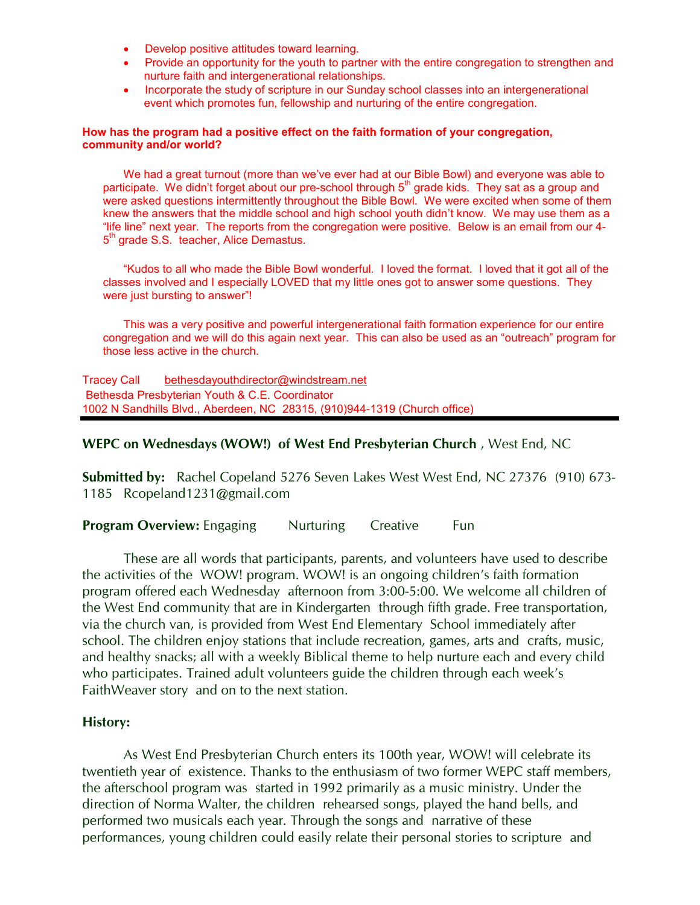- Develop positive attitudes toward learning.
- Provide an opportunity for the youth to partner with the entire congregation to strengthen and nurture faith and intergenerational relationships.
- Incorporate the study of scripture in our Sunday school classes into an intergenerational event which promotes fun, fellowship and nurturing of the entire congregation.

**How has the program had a positive effect on the faith formation of your congregation, community and/or world?**

We had a great turnout (more than we've ever had at our Bible Bowl) and everyone was able to participate. We didn't forget about our pre-school through 5th grade kids. They sat as a group and were asked questions intermittently throughout the Bible Bowl. We were excited when some of them knew the answers that the middle school and high school youth didn't know. We may use them as a "life line" next year. The reports from the congregation were positive. Below is an email from our 4-5th grade S.S. teacher, Alice Demastus.

"Kudos to all who made the Bible Bowl wonderful. I loved the format. I loved that it got all of the classes involved and I especially LOVED that my little ones got to answer some questions. They were just bursting to answer"!

This was a very positive and powerful intergenerational faith formation experience for our entire congregation and we will do this again next year. This can also be used as an "outreach" program for those less active in the church.

Tracey Call bethesdayouthdirector@windstream.net
Bethesda Presbyterian Youth & C.E. Coordinator
1002 N Sandhills Blvd., Aberdeen, NC 28315, (910)944-1319 (Church office)

---

**WEPC on Wednesdays (WOW!) of West End Presbyterian Church** , West End, NC

**Submitted by:** Rachel Copeland 5276 Seven Lakes West West End, NC 27376 (910) 673-1185 Rcopeland1231@gmail.com

**Program Overview:** Engaging Nurturing Creative Fun

These are all words that participants, parents, and volunteers have used to describe the activities of the WOW! program. WOW! is an ongoing children's faith formation program offered each Wednesday afternoon from 3:00-5:00. We welcome all children of the West End community that are in Kindergarten through fifth grade. Free transportation, via the church van, is provided from West End Elementary School immediately after school. The children enjoy stations that include recreation, games, arts and crafts, music, and healthy snacks; all with a weekly Biblical theme to help nurture each and every child who participates. Trained adult volunteers guide the children through each week's FaithWeaver story and on to the next station.

**History:**

As West End Presbyterian Church enters its 100th year, WOW! will celebrate its twentieth year of existence. Thanks to the enthusiasm of two former WEPC staff members, the afterschool program was started in 1992 primarily as a music ministry. Under the direction of Norma Walter, the children rehearsed songs, played the hand bells, and performed two musicals each year. Through the songs and narrative of these performances, young children could easily relate their personal stories to scripture and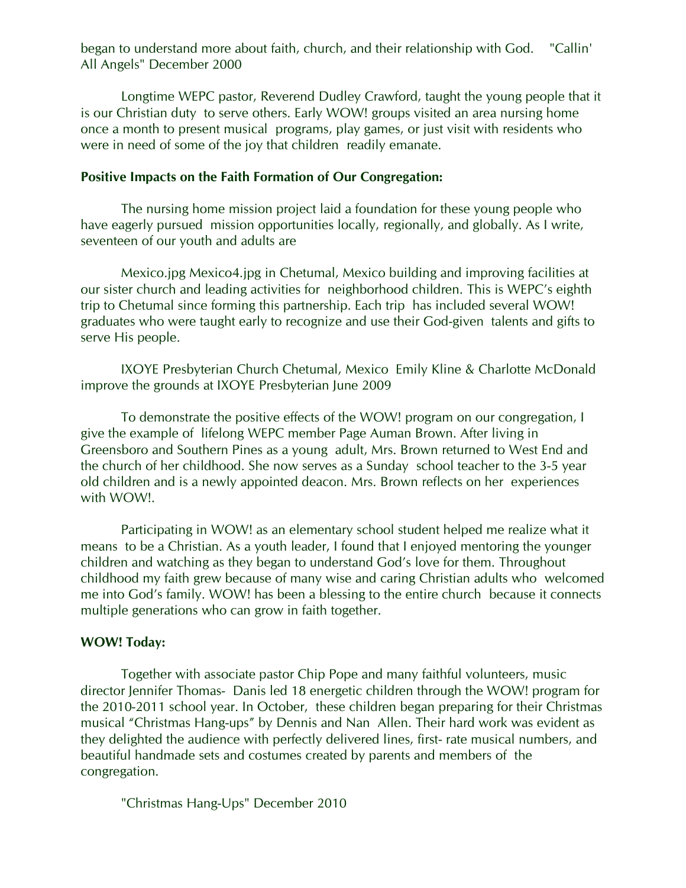began to understand more about faith, church, and their relationship with God. "Callin' All Angels" December 2000

Longtime WEPC pastor, Reverend Dudley Crawford, taught the young people that it is our Christian duty to serve others. Early WOW! groups visited an area nursing home once a month to present musical programs, play games, or just visit with residents who were in need of some of the joy that children readily emanate.

**Positive Impacts on the Faith Formation of Our Congregation:**

The nursing home mission project laid a foundation for these young people who have eagerly pursued mission opportunities locally, regionally, and globally. As I write, seventeen of our youth and adults are

Mexico.jpg Mexico4.jpg in Chetumal, Mexico building and improving facilities at our sister church and leading activities for neighborhood children. This is WEPC's eighth trip to Chetumal since forming this partnership. Each trip has included several WOW! graduates who were taught early to recognize and use their God-given talents and gifts to serve His people.

IXOYE Presbyterian Church Chetumal, Mexico Emily Kline & Charlotte McDonald improve the grounds at IXOYE Presbyterian June 2009

To demonstrate the positive effects of the WOW! program on our congregation, I give the example of lifelong WEPC member Page Auman Brown. After living in Greensboro and Southern Pines as a young adult, Mrs. Brown returned to West End and the church of her childhood. She now serves as a Sunday school teacher to the 3-5 year old children and is a newly appointed deacon. Mrs. Brown reflects on her experiences with WOW!.

Participating in WOW! as an elementary school student helped me realize what it means to be a Christian. As a youth leader, I found that I enjoyed mentoring the younger children and watching as they began to understand God's love for them. Throughout childhood my faith grew because of many wise and caring Christian adults who welcomed me into God's family. WOW! has been a blessing to the entire church because it connects multiple generations who can grow in faith together.

**WOW! Today:**

Together with associate pastor Chip Pope and many faithful volunteers, music director Jennifer Thomas- Danis led 18 energetic children through the WOW! program for the 2010-2011 school year. In October, these children began preparing for their Christmas musical "Christmas Hang-ups" by Dennis and Nan Allen. Their hard work was evident as they delighted the audience with perfectly delivered lines, first- rate musical numbers, and beautiful handmade sets and costumes created by parents and members of the congregation.

"Christmas Hang-Ups" December 2010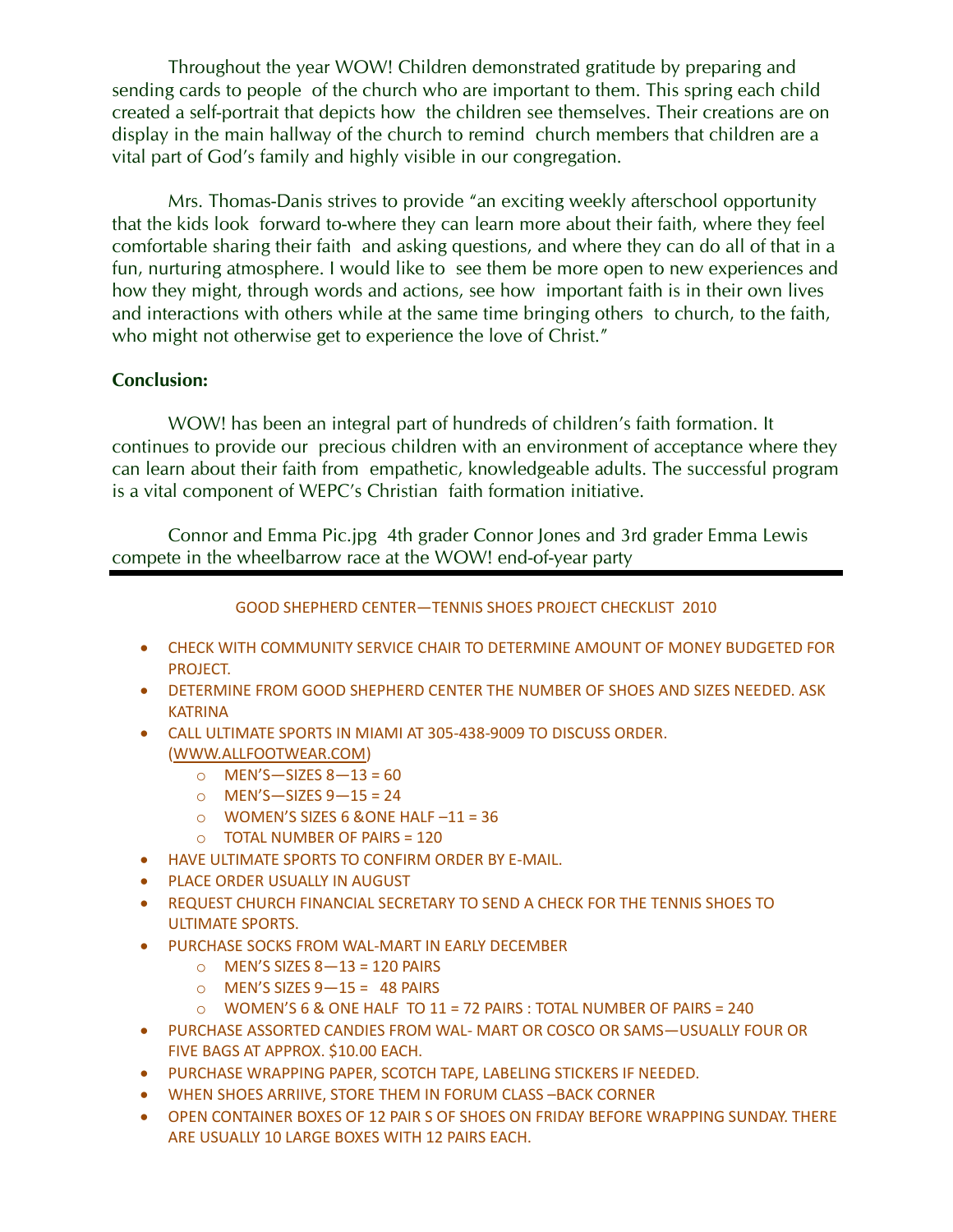Throughout the year WOW! Children demonstrated gratitude by preparing and sending cards to people of the church who are important to them. This spring each child created a self-portrait that depicts how the children see themselves. Their creations are on display in the main hallway of the church to remind church members that children are a vital part of God's family and highly visible in our congregation.

Mrs. Thomas-Danis strives to provide "an exciting weekly afterschool opportunity that the kids look forward to-where they can learn more about their faith, where they feel comfortable sharing their faith and asking questions, and where they can do all of that in a fun, nurturing atmosphere. I would like to see them be more open to new experiences and how they might, through words and actions, see how important faith is in their own lives and interactions with others while at the same time bringing others to church, to the faith, who might not otherwise get to experience the love of Christ."

**Conclusion:**

WOW! has been an integral part of hundreds of children's faith formation. It continues to provide our precious children with an environment of acceptance where they can learn about their faith from empathetic, knowledgeable adults. The successful program is a vital component of WEPC's Christian faith formation initiative.

Connor and Emma Pic.jpg 4th grader Connor Jones and 3rd grader Emma Lewis compete in the wheelbarrow race at the WOW! end-of-year party

---

GOOD SHEPHERD CENTER—TENNIS SHOES PROJECT CHECKLIST 2010

- CHECK WITH COMMUNITY SERVICE CHAIR TO DETERMINE AMOUNT OF MONEY BUDGETED FOR PROJECT.
- DETERMINE FROM GOOD SHEPHERD CENTER THE NUMBER OF SHOES AND SIZES NEEDED. ASK KATRINA
- CALL ULTIMATE SPORTS IN MIAMI AT 305-438-9009 TO DISCUSS ORDER. (WWW.ALLFOOTWEAR.COM)
  - MEN'S—SIZES 8—13 = 60
  - MEN'S—SIZES 9—15 = 24
  - WOMEN'S SIZES 6 &ONE HALF –11 = 36
  - TOTAL NUMBER OF PAIRS = 120
- HAVE ULTIMATE SPORTS TO CONFIRM ORDER BY E-MAIL.
- PLACE ORDER USUALLY IN AUGUST
- REQUEST CHURCH FINANCIAL SECRETARY TO SEND A CHECK FOR THE TENNIS SHOES TO ULTIMATE SPORTS.
- PURCHASE SOCKS FROM WAL-MART IN EARLY DECEMBER
  - MEN'S SIZES 8—13 = 120 PAIRS
  - MEN'S SIZES 9—15 = 48 PAIRS
  - WOMEN'S 6 & ONE HALF TO 11 = 72 PAIRS : TOTAL NUMBER OF PAIRS = 240
- PURCHASE ASSORTED CANDIES FROM WAL- MART OR COSCO OR SAMS—USUALLY FOUR OR FIVE BAGS AT APPROX. $10.00 EACH.
- PURCHASE WRAPPING PAPER, SCOTCH TAPE, LABELING STICKERS IF NEEDED.
- WHEN SHOES ARRIIVE, STORE THEM IN FORUM CLASS –BACK CORNER
- OPEN CONTAINER BOXES OF 12 PAIR S OF SHOES ON FRIDAY BEFORE WRAPPING SUNDAY. THERE ARE USUALLY 10 LARGE BOXES WITH 12 PAIRS EACH.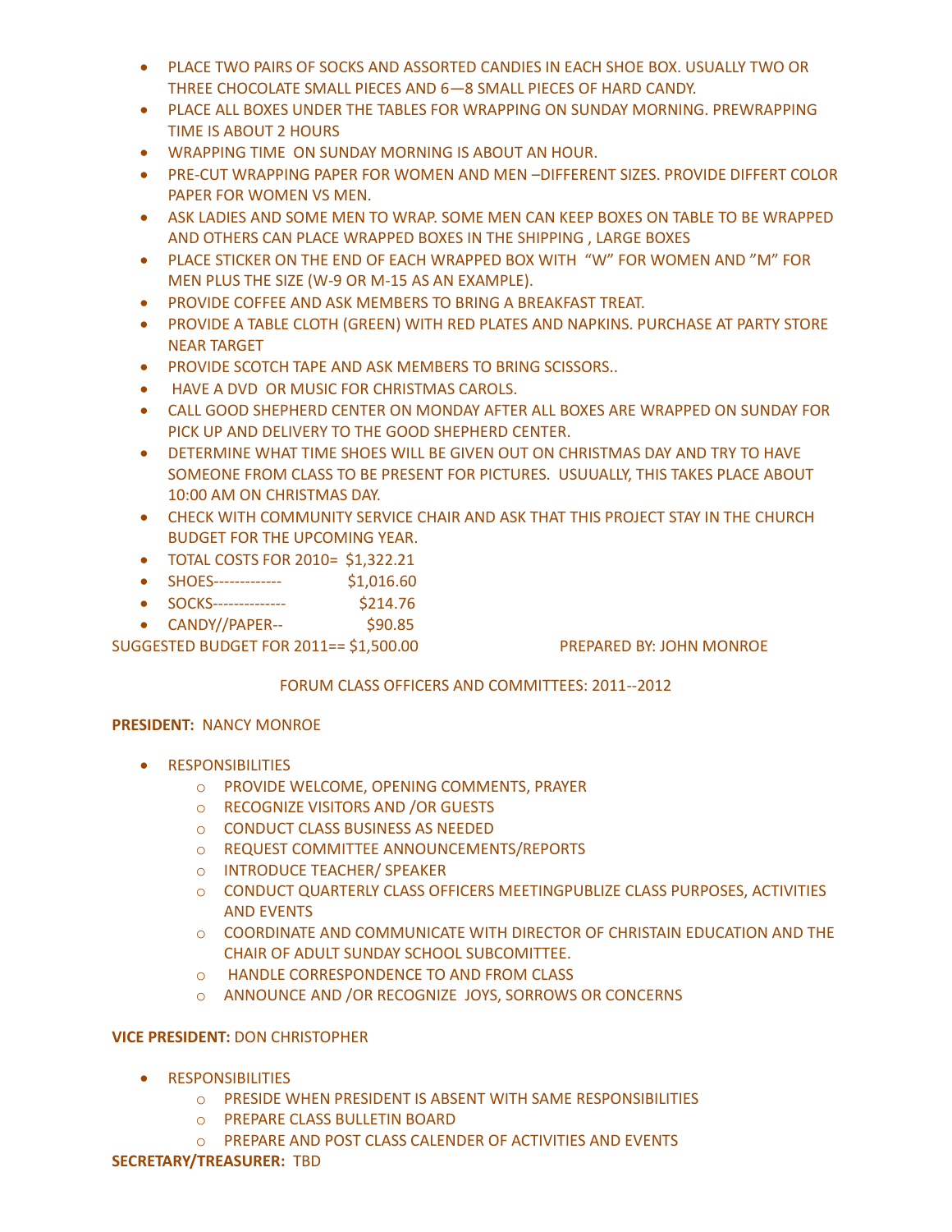- PLACE TWO PAIRS OF SOCKS AND ASSORTED CANDIES IN EACH SHOE BOX. USUALLY TWO OR THREE CHOCOLATE SMALL PIECES AND 6—8 SMALL PIECES OF HARD CANDY.
- PLACE ALL BOXES UNDER THE TABLES FOR WRAPPING ON SUNDAY MORNING. PREWRAPPING TIME IS ABOUT 2 HOURS
- WRAPPING TIME ON SUNDAY MORNING IS ABOUT AN HOUR.
- PRE-CUT WRAPPING PAPER FOR WOMEN AND MEN –DIFFERENT SIZES. PROVIDE DIFFERT COLOR PAPER FOR WOMEN VS MEN.
- ASK LADIES AND SOME MEN TO WRAP. SOME MEN CAN KEEP BOXES ON TABLE TO BE WRAPPED AND OTHERS CAN PLACE WRAPPED BOXES IN THE SHIPPING , LARGE BOXES
- PLACE STICKER ON THE END OF EACH WRAPPED BOX WITH "W" FOR WOMEN AND "M" FOR MEN PLUS THE SIZE (W-9 OR M-15 AS AN EXAMPLE).
- PROVIDE COFFEE AND ASK MEMBERS TO BRING A BREAKFAST TREAT.
- PROVIDE A TABLE CLOTH (GREEN) WITH RED PLATES AND NAPKINS. PURCHASE AT PARTY STORE NEAR TARGET
- PROVIDE SCOTCH TAPE AND ASK MEMBERS TO BRING SCISSORS..
- HAVE A DVD OR MUSIC FOR CHRISTMAS CAROLS.
- CALL GOOD SHEPHERD CENTER ON MONDAY AFTER ALL BOXES ARE WRAPPED ON SUNDAY FOR PICK UP AND DELIVERY TO THE GOOD SHEPHERD CENTER.
- DETERMINE WHAT TIME SHOES WILL BE GIVEN OUT ON CHRISTMAS DAY AND TRY TO HAVE SOMEONE FROM CLASS TO BE PRESENT FOR PICTURES. USUUALLY, THIS TAKES PLACE ABOUT 10:00 AM ON CHRISTMAS DAY.
- CHECK WITH COMMUNITY SERVICE CHAIR AND ASK THAT THIS PROJECT STAY IN THE CHURCH BUDGET FOR THE UPCOMING YEAR.
- TOTAL COSTS FOR 2010= $1,322.21
- SHOES------------- $1,016.60
- SOCKS------------- $214.76
- CANDY//PAPER-- $90.85

SUGGESTED BUDGET FOR 2011== $1,500.00 PREPARED BY: JOHN MONROE

FORUM CLASS OFFICERS AND COMMITTEES: 2011--2012

**PRESIDENT:** NANCY MONROE

- RESPONSIBILITIES
  - PROVIDE WELCOME, OPENING COMMENTS, PRAYER
  - RECOGNIZE VISITORS AND /OR GUESTS
  - CONDUCT CLASS BUSINESS AS NEEDED
  - REQUEST COMMITTEE ANNOUNCEMENTS/REPORTS
  - INTRODUCE TEACHER/ SPEAKER
  - CONDUCT QUARTERLY CLASS OFFICERS MEETINGPUBLIZE CLASS PURPOSES, ACTIVITIES AND EVENTS
  - COORDINATE AND COMMUNICATE WITH DIRECTOR OF CHRISTAIN EDUCATION AND THE CHAIR OF ADULT SUNDAY SCHOOL SUBCOMITTEE.
  - HANDLE CORRESPONDENCE TO AND FROM CLASS
  - ANNOUNCE AND /OR RECOGNIZE JOYS, SORROWS OR CONCERNS

**VICE PRESIDENT:** DON CHRISTOPHER

- RESPONSIBILITIES
  - PRESIDE WHEN PRESIDENT IS ABSENT WITH SAME RESPONSIBILITIES
  - PREPARE CLASS BULLETIN BOARD
  - PREPARE AND POST CLASS CALENDER OF ACTIVITIES AND EVENTS

**SECRETARY/TREASURER:** TBD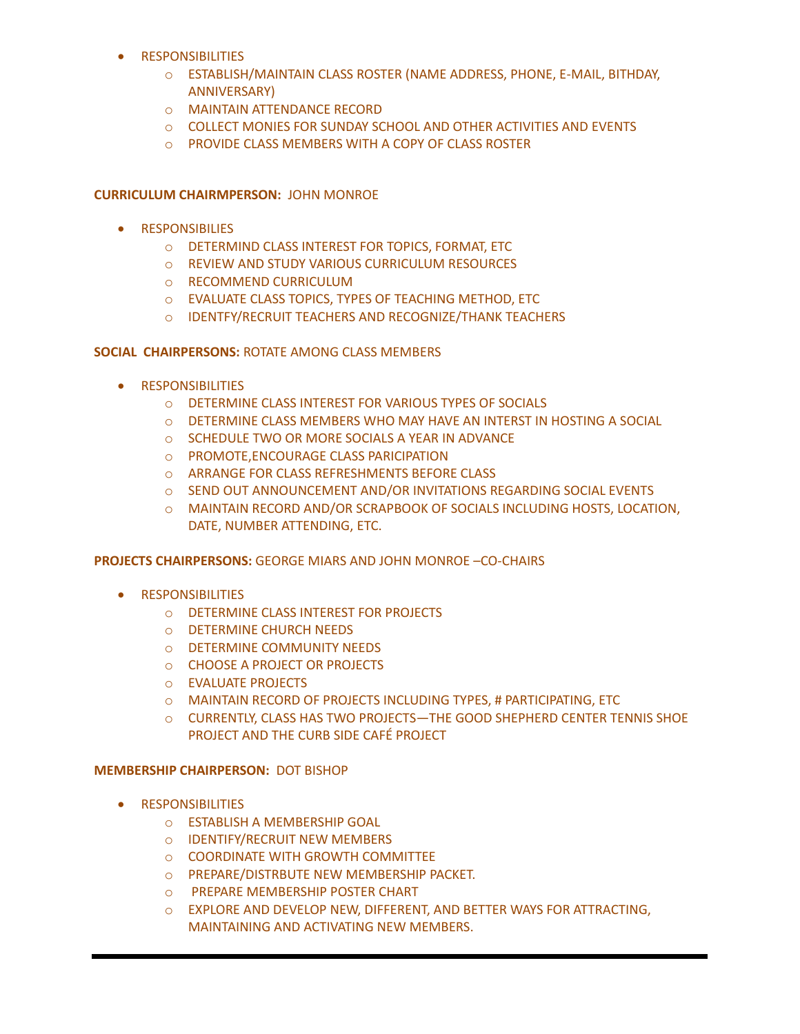- RESPONSIBILITIES
  - ESTABLISH/MAINTAIN CLASS ROSTER (NAME ADDRESS, PHONE, E-MAIL, BITHDAY, ANNIVERSARY)
  - MAINTAIN ATTENDANCE RECORD
  - COLLECT MONIES FOR SUNDAY SCHOOL AND OTHER ACTIVITIES AND EVENTS
  - PROVIDE CLASS MEMBERS WITH A COPY OF CLASS ROSTER

**CURRICULUM CHAIRMPERSON:** JOHN MONROE

- RESPONSIBILIES
  - DETERMIND CLASS INTEREST FOR TOPICS, FORMAT, ETC
  - REVIEW AND STUDY VARIOUS CURRICULUM RESOURCES
  - RECOMMEND CURRICULUM
  - EVALUATE CLASS TOPICS, TYPES OF TEACHING METHOD, ETC
  - IDENTFY/RECRUIT TEACHERS AND RECOGNIZE/THANK TEACHERS

**SOCIAL CHAIRPERSONS:** ROTATE AMONG CLASS MEMBERS

- RESPONSIBILITIES
  - DETERMINE CLASS INTEREST FOR VARIOUS TYPES OF SOCIALS
  - DETERMINE CLASS MEMBERS WHO MAY HAVE AN INTERST IN HOSTING A SOCIAL
  - SCHEDULE TWO OR MORE SOCIALS A YEAR IN ADVANCE
  - PROMOTE,ENCOURAGE CLASS PARICIPATION
  - ARRANGE FOR CLASS REFRESHMENTS BEFORE CLASS
  - SEND OUT ANNOUNCEMENT AND/OR INVITATIONS REGARDING SOCIAL EVENTS
  - MAINTAIN RECORD AND/OR SCRAPBOOK OF SOCIALS INCLUDING HOSTS, LOCATION, DATE, NUMBER ATTENDING, ETC.

**PROJECTS CHAIRPERSONS:** GEORGE MIARS AND JOHN MONROE –CO-CHAIRS

- RESPONSIBILITIES
  - DETERMINE CLASS INTEREST FOR PROJECTS
  - DETERMINE CHURCH NEEDS
  - DETERMINE COMMUNITY NEEDS
  - CHOOSE A PROJECT OR PROJECTS
  - EVALUATE PROJECTS
  - MAINTAIN RECORD OF PROJECTS INCLUDING TYPES, # PARTICIPATING, ETC
  - CURRENTLY, CLASS HAS TWO PROJECTS—THE GOOD SHEPHERD CENTER TENNIS SHOE PROJECT AND THE CURB SIDE CAFÉ PROJECT

**MEMBERSHIP CHAIRPERSON:** DOT BISHOP

- RESPONSIBILITIES
  - ESTABLISH A MEMBERSHIP GOAL
  - IDENTIFY/RECRUIT NEW MEMBERS
  - COORDINATE WITH GROWTH COMMITTEE
  - PREPARE/DISTRBUTE NEW MEMBERSHIP PACKET.
  - PREPARE MEMBERSHIP POSTER CHART
  - EXPLORE AND DEVELOP NEW, DIFFERENT, AND BETTER WAYS FOR ATTRACTING, MAINTAINING AND ACTIVATING NEW MEMBERS.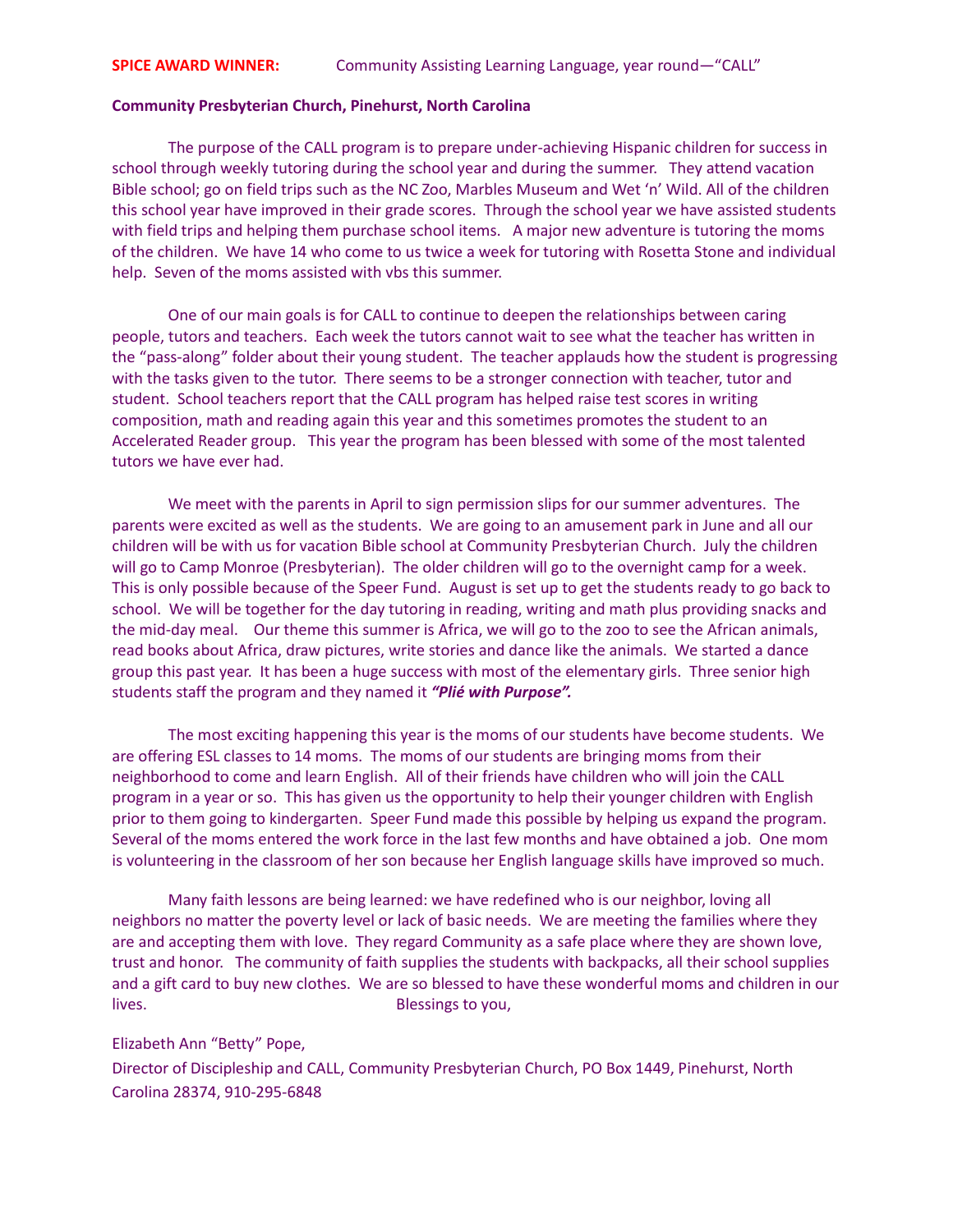**SPICE AWARD WINNER:** Community Assisting Learning Language, year round—"CALL"

**Community Presbyterian Church, Pinehurst, North Carolina**

The purpose of the CALL program is to prepare under-achieving Hispanic children for success in school through weekly tutoring during the school year and during the summer. They attend vacation Bible school; go on field trips such as the NC Zoo, Marbles Museum and Wet 'n' Wild. All of the children this school year have improved in their grade scores. Through the school year we have assisted students with field trips and helping them purchase school items. A major new adventure is tutoring the moms of the children. We have 14 who come to us twice a week for tutoring with Rosetta Stone and individual help. Seven of the moms assisted with vbs this summer.

One of our main goals is for CALL to continue to deepen the relationships between caring people, tutors and teachers. Each week the tutors cannot wait to see what the teacher has written in the "pass-along" folder about their young student. The teacher applauds how the student is progressing with the tasks given to the tutor. There seems to be a stronger connection with teacher, tutor and student. School teachers report that the CALL program has helped raise test scores in writing composition, math and reading again this year and this sometimes promotes the student to an Accelerated Reader group. This year the program has been blessed with some of the most talented tutors we have ever had.

We meet with the parents in April to sign permission slips for our summer adventures. The parents were excited as well as the students. We are going to an amusement park in June and all our children will be with us for vacation Bible school at Community Presbyterian Church. July the children will go to Camp Monroe (Presbyterian). The older children will go to the overnight camp for a week. This is only possible because of the Speer Fund. August is set up to get the students ready to go back to school. We will be together for the day tutoring in reading, writing and math plus providing snacks and the mid-day meal. Our theme this summer is Africa, we will go to the zoo to see the African animals, read books about Africa, draw pictures, write stories and dance like the animals. We started a dance group this past year. It has been a huge success with most of the elementary girls. Three senior high students staff the program and they named it ***"Plié with Purpose".***

The most exciting happening this year is the moms of our students have become students. We are offering ESL classes to 14 moms. The moms of our students are bringing moms from their neighborhood to come and learn English. All of their friends have children who will join the CALL program in a year or so. This has given us the opportunity to help their younger children with English prior to them going to kindergarten. Speer Fund made this possible by helping us expand the program. Several of the moms entered the work force in the last few months and have obtained a job. One mom is volunteering in the classroom of her son because her English language skills have improved so much.

Many faith lessons are being learned: we have redefined who is our neighbor, loving all neighbors no matter the poverty level or lack of basic needs. We are meeting the families where they are and accepting them with love. They regard Community as a safe place where they are shown love, trust and honor. The community of faith supplies the students with backpacks, all their school supplies and a gift card to buy new clothes. We are so blessed to have these wonderful moms and children in our lives.

Blessings to you,

Elizabeth Ann "Betty" Pope,

Director of Discipleship and CALL, Community Presbyterian Church, PO Box 1449, Pinehurst, North Carolina 28374, 910-295-6848